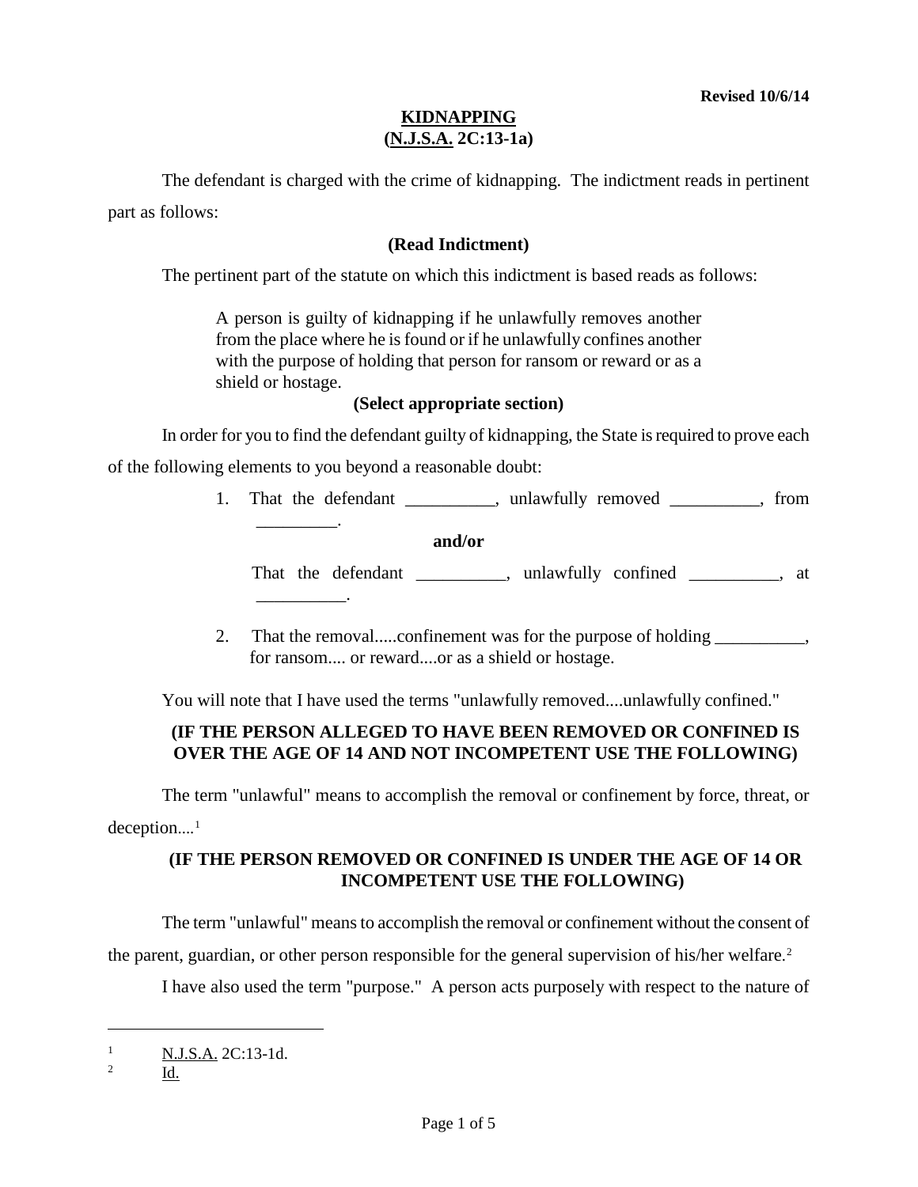Revised 10/6/14

# KIDNAPPING
## (N.J.S.A. 2C:13-1a)

The defendant is charged with the crime of kidnapping. The indictment reads in pertinent part as follows:

**(Read Indictment)**

The pertinent part of the statute on which this indictment is based reads as follows:

> A person is guilty of kidnapping if he unlawfully removes another from the place where he is found or if he unlawfully confines another with the purpose of holding that person for ransom or reward or as a shield or hostage.

**(Select appropriate section)**

In order for you to find the defendant guilty of kidnapping, the State is required to prove each of the following elements to you beyond a reasonable doubt:

1. That the defendant __________, unlawfully removed __________, from _________.

   **and/or**

   That the defendant __________, unlawfully confined __________, at __________.

2. That the removal.....confinement was for the purpose of holding __________, for ransom.... or reward....or as a shield or hostage.

You will note that I have used the terms "unlawfully removed....unlawfully confined."

**(IF THE PERSON ALLEGED TO HAVE BEEN REMOVED OR CONFINED IS OVER THE AGE OF 14 AND NOT INCOMPETENT USE THE FOLLOWING)**

The term "unlawful" means to accomplish the removal or confinement by force, threat, or deception....[1]

**(IF THE PERSON REMOVED OR CONFINED IS UNDER THE AGE OF 14 OR INCOMPETENT USE THE FOLLOWING)**

The term "unlawful" means to accomplish the removal or confinement without the consent of the parent, guardian, or other person responsible for the general supervision of his/her welfare.[2]

I have also used the term "purpose." A person acts purposely with respect to the nature of

---

[1] N.J.S.A. 2C:13-1d.

[2] Id.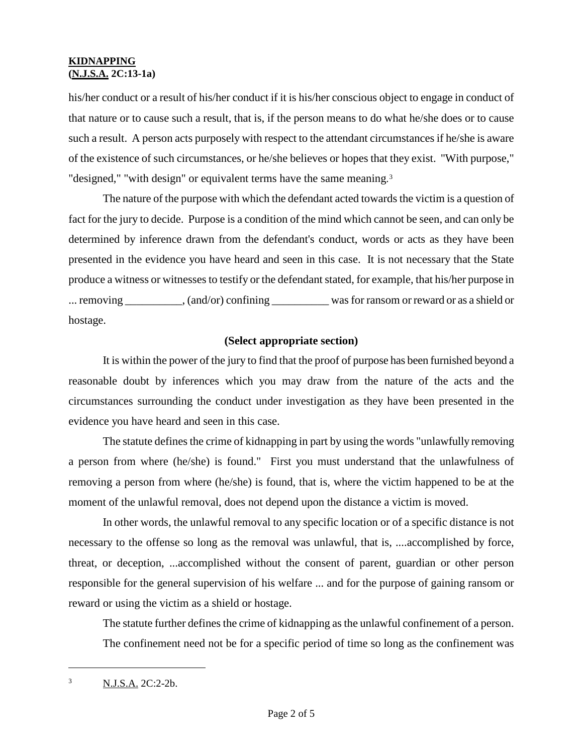his/her conduct or a result of his/her conduct if it is his/her conscious object to engage in conduct of that nature or to cause such a result, that is, if the person means to do what he/she does or to cause such a result. A person acts purposely with respect to the attendant circumstances if he/she is aware of the existence of such circumstances, or he/she believes or hopes that they exist. "With purpose," "designed," "with design" or equivalent terms have the same meaning.[3]

The nature of the purpose with which the defendant acted towards the victim is a question of fact for the jury to decide. Purpose is a condition of the mind which cannot be seen, and can only be determined by inference drawn from the defendant's conduct, words or acts as they have been presented in the evidence you have heard and seen in this case. It is not necessary that the State produce a witness or witnesses to testify or the defendant stated, for example, that his/her purpose in ... removing __________, (and/or) confining __________ was for ransom or reward or as a shield or hostage.

**(Select appropriate section)**

It is within the power of the jury to find that the proof of purpose has been furnished beyond a reasonable doubt by inferences which you may draw from the nature of the acts and the circumstances surrounding the conduct under investigation as they have been presented in the evidence you have heard and seen in this case.

The statute defines the crime of kidnapping in part by using the words "unlawfully removing a person from where (he/she) is found." First you must understand that the unlawfulness of removing a person from where (he/she) is found, that is, where the victim happened to be at the moment of the unlawful removal, does not depend upon the distance a victim is moved.

In other words, the unlawful removal to any specific location or of a specific distance is not necessary to the offense so long as the removal was unlawful, that is, ....accomplished by force, threat, or deception, ...accomplished without the consent of parent, guardian or other person responsible for the general supervision of his welfare ... and for the purpose of gaining ransom or reward or using the victim as a shield or hostage.

The statute further defines the crime of kidnapping as the unlawful confinement of a person.

The confinement need not be for a specific period of time so long as the confinement was

---

[3] N.J.S.A. 2C:2-2b.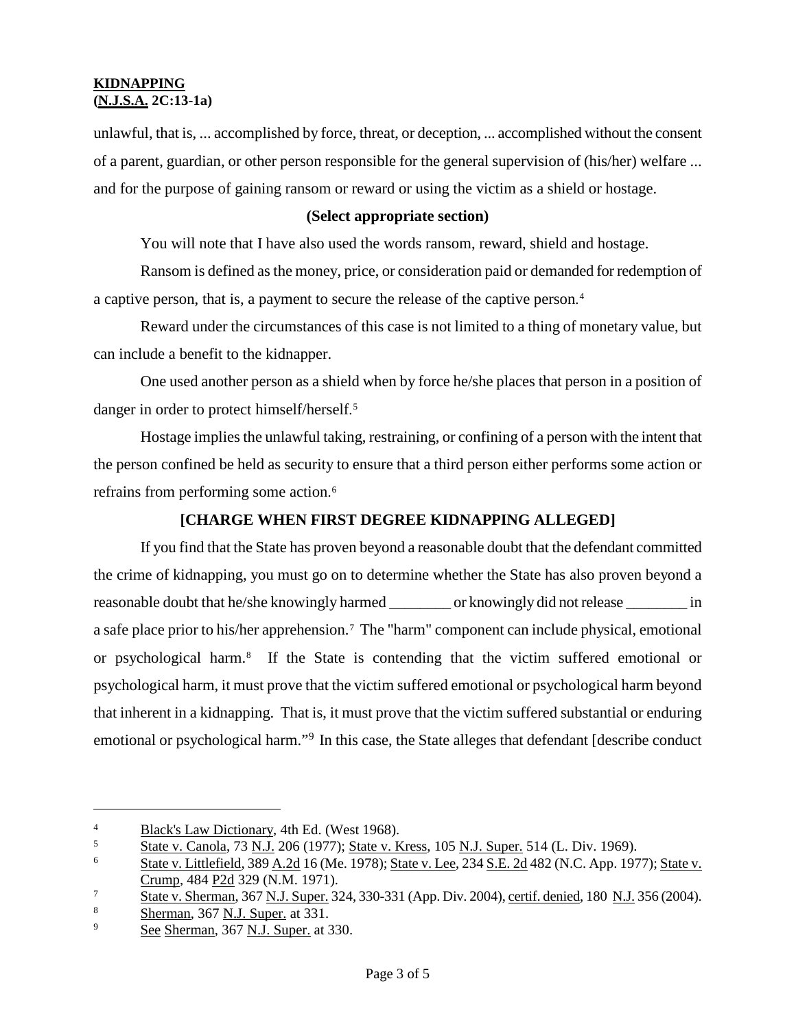unlawful, that is, ... accomplished by force, threat, or deception, ... accomplished without the consent of a parent, guardian, or other person responsible for the general supervision of (his/her) welfare ... and for the purpose of gaining ransom or reward or using the victim as a shield or hostage.

**(Select appropriate section)**

You will note that I have also used the words ransom, reward, shield and hostage.

Ransom is defined as the money, price, or consideration paid or demanded for redemption of a captive person, that is, a payment to secure the release of the captive person.[4]

Reward under the circumstances of this case is not limited to a thing of monetary value, but can include a benefit to the kidnapper.

One used another person as a shield when by force he/she places that person in a position of danger in order to protect himself/herself.[5]

Hostage implies the unlawful taking, restraining, or confining of a person with the intent that the person confined be held as security to ensure that a third person either performs some action or refrains from performing some action.[6]

**[CHARGE WHEN FIRST DEGREE KIDNAPPING ALLEGED]**

If you find that the State has proven beyond a reasonable doubt that the defendant committed the crime of kidnapping, you must go on to determine whether the State has also proven beyond a reasonable doubt that he/she knowingly harmed ________ or knowingly did not release ________ in a safe place prior to his/her apprehension.[7] The "harm" component can include physical, emotional or psychological harm.[8] If the State is contending that the victim suffered emotional or psychological harm, it must prove that the victim suffered emotional or psychological harm beyond that inherent in a kidnapping. That is, it must prove that the victim suffered substantial or enduring emotional or psychological harm."[9] In this case, the State alleges that defendant [describe conduct

---

[4] Black's Law Dictionary, 4th Ed. (West 1968).

[5] State v. Canola, 73 N.J. 206 (1977); State v. Kress, 105 N.J. Super. 514 (L. Div. 1969).

[6] State v. Littlefield, 389 A.2d 16 (Me. 1978); State v. Lee, 234 S.E. 2d 482 (N.C. App. 1977); State v. Crump, 484 P2d 329 (N.M. 1971).

[7] State v. Sherman, 367 N.J. Super. 324, 330-331 (App. Div. 2004), certif. denied, 180 N.J. 356 (2004).

[8] Sherman, 367 N.J. Super. at 331.

[9] See Sherman, 367 N.J. Super. at 330.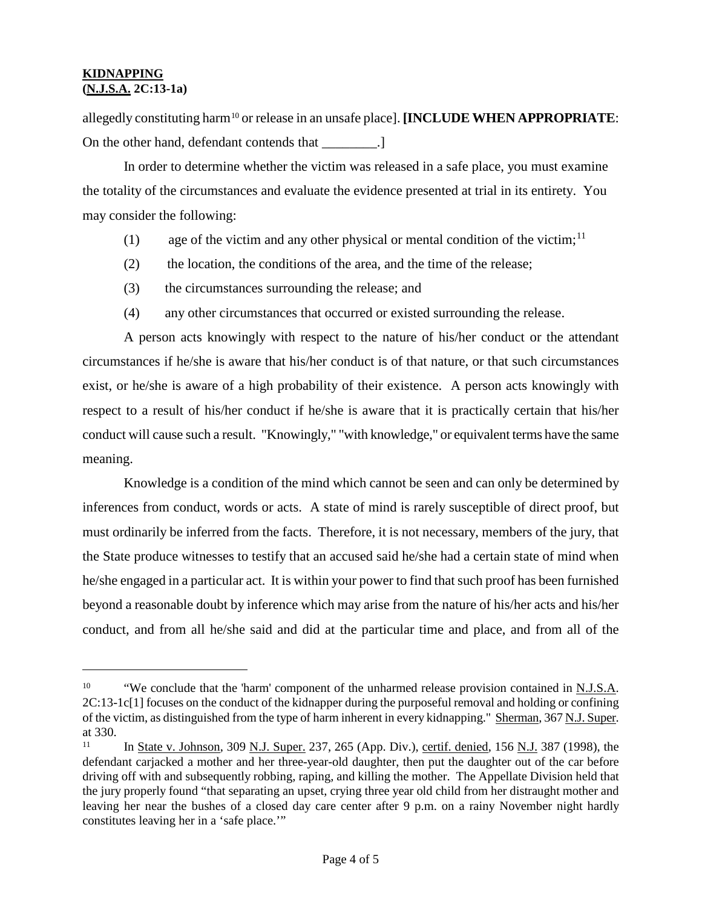allegedly constituting harm[10] or release in an unsafe place]. **[INCLUDE WHEN APPROPRIATE**: On the other hand, defendant contends that ________.]

In order to determine whether the victim was released in a safe place, you must examine the totality of the circumstances and evaluate the evidence presented at trial in its entirety. You may consider the following:

(1) age of the victim and any other physical or mental condition of the victim;[11]

(2) the location, the conditions of the area, and the time of the release;

(3) the circumstances surrounding the release; and

(4) any other circumstances that occurred or existed surrounding the release.

A person acts knowingly with respect to the nature of his/her conduct or the attendant circumstances if he/she is aware that his/her conduct is of that nature, or that such circumstances exist, or he/she is aware of a high probability of their existence. A person acts knowingly with respect to a result of his/her conduct if he/she is aware that it is practically certain that his/her conduct will cause such a result. "Knowingly," "with knowledge," or equivalent terms have the same meaning.

Knowledge is a condition of the mind which cannot be seen and can only be determined by inferences from conduct, words or acts. A state of mind is rarely susceptible of direct proof, but must ordinarily be inferred from the facts. Therefore, it is not necessary, members of the jury, that the State produce witnesses to testify that an accused said he/she had a certain state of mind when he/she engaged in a particular act. It is within your power to find that such proof has been furnished beyond a reasonable doubt by inference which may arise from the nature of his/her acts and his/her conduct, and from all he/she said and did at the particular time and place, and from all of the

---

[10] "We conclude that the 'harm' component of the unharmed release provision contained in N.J.S.A. 2C:13-1c[1] focuses on the conduct of the kidnapper during the purposeful removal and holding or confining of the victim, as distinguished from the type of harm inherent in every kidnapping." Sherman, 367 N.J. Super. at 330.

[11] In State v. Johnson, 309 N.J. Super. 237, 265 (App. Div.), certif. denied, 156 N.J. 387 (1998), the defendant carjacked a mother and her three-year-old daughter, then put the daughter out of the car before driving off with and subsequently robbing, raping, and killing the mother. The Appellate Division held that the jury properly found "that separating an upset, crying three year old child from her distraught mother and leaving her near the bushes of a closed day care center after 9 p.m. on a rainy November night hardly constitutes leaving her in a 'safe place.'"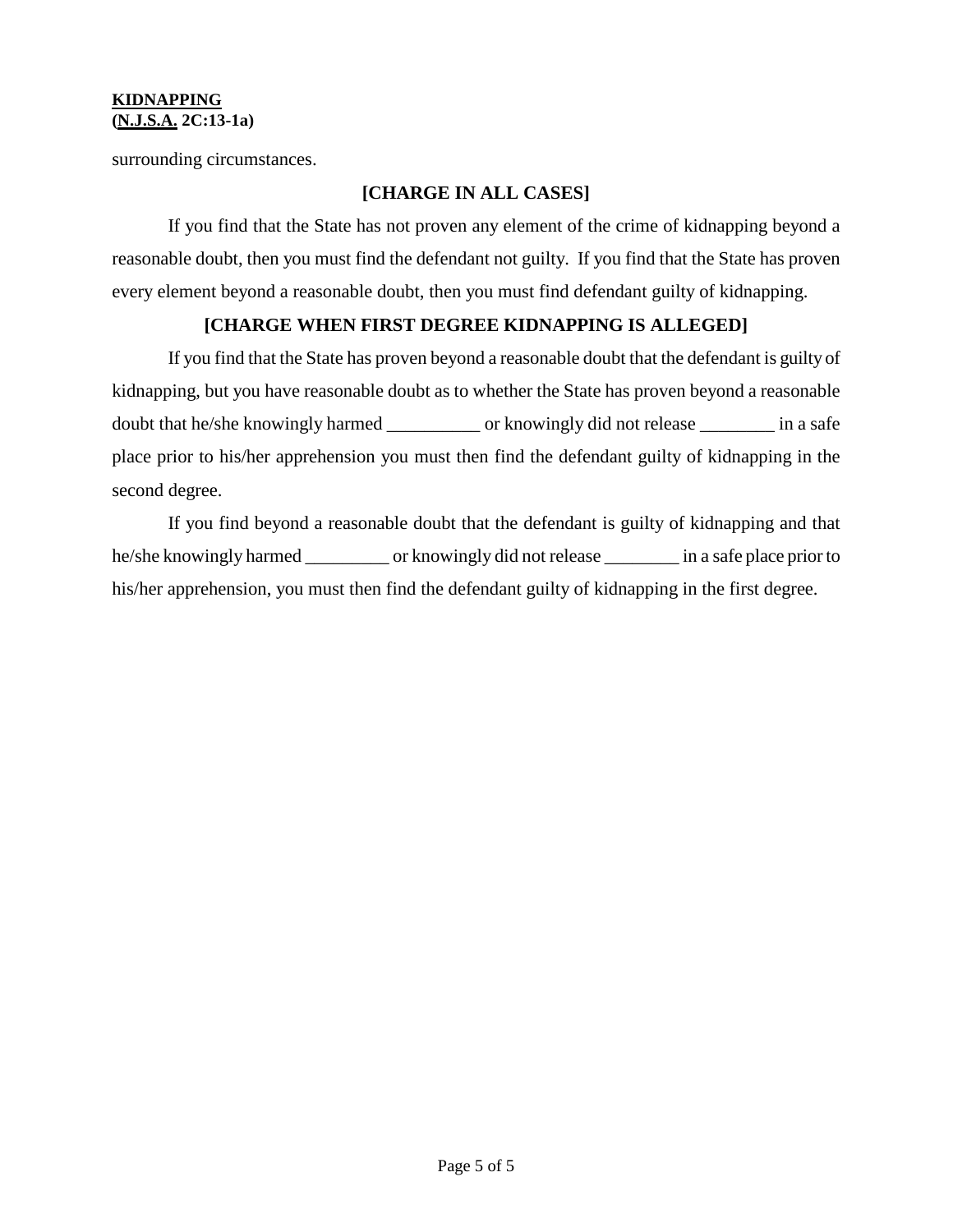surrounding circumstances.

**[CHARGE IN ALL CASES]**

If you find that the State has not proven any element of the crime of kidnapping beyond a reasonable doubt, then you must find the defendant not guilty. If you find that the State has proven every element beyond a reasonable doubt, then you must find defendant guilty of kidnapping.

**[CHARGE WHEN FIRST DEGREE KIDNAPPING IS ALLEGED]**

If you find that the State has proven beyond a reasonable doubt that the defendant is guilty of kidnapping, but you have reasonable doubt as to whether the State has proven beyond a reasonable doubt that he/she knowingly harmed __________ or knowingly did not release ________ in a safe place prior to his/her apprehension you must then find the defendant guilty of kidnapping in the second degree.

If you find beyond a reasonable doubt that the defendant is guilty of kidnapping and that he/she knowingly harmed _________ or knowingly did not release ________ in a safe place prior to his/her apprehension, you must then find the defendant guilty of kidnapping in the first degree.